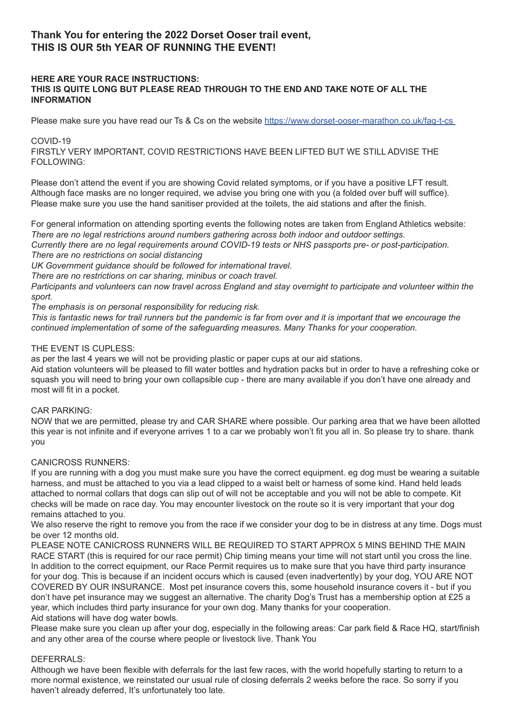## Thank You for entering the 2022 Dorset Ooser trail event,
## THIS IS OUR 5th YEAR OF RUNNING THE EVENT!

**HERE ARE YOUR RACE INSTRUCTIONS:**
**THIS IS QUITE LONG BUT PLEASE READ THROUGH TO THE END AND TAKE NOTE OF ALL THE INFORMATION**

Please make sure you have read our Ts & Cs on the website [https://www.dorset-ooser-marathon.co.uk/faq-t-cs](https://www.dorset-ooser-marathon.co.uk/faq-t-cs)

COVID-19

FIRSTLY VERY IMPORTANT, COVID RESTRICTIONS HAVE BEEN LIFTED BUT WE STILL ADVISE THE FOLLOWING:

Please don't attend the event if you are showing Covid related symptoms, or if you have a positive LFT result. Although face masks are no longer required, we advise you bring one with you (a folded over buff will suffice). Please make sure you use the hand sanitiser provided at the toilets, the aid stations and after the finish.

For general information on attending sporting events the following notes are taken from England Athletics website:
*There are no legal restrictions around numbers gathering across both indoor and outdoor settings.*
*Currently there are no legal requirements around COVID-19 tests or NHS passports pre- or post-participation.*
*There are no restrictions on social distancing*
*UK Government guidance should be followed for international travel.*
*There are no restrictions on car sharing, minibus or coach travel.*
*Participants and volunteers can now travel across England and stay overnight to participate and volunteer within the sport.*
*The emphasis is on personal responsibility for reducing risk.*
*This is fantastic news for trail runners but the pandemic is far from over and it is important that we encourage the continued implementation of some of the safeguarding measures. Many Thanks for your cooperation.*

THE EVENT IS CUPLESS:

as per the last 4 years we will not be providing plastic or paper cups at our aid stations.
Aid station volunteers will be pleased to fill water bottles and hydration packs but in order to have a refreshing coke or squash you will need to bring your own collapsible cup - there are many available if you don't have one already and most will fit in a pocket.

CAR PARKING:

NOW that we are permitted, please try and CAR SHARE where possible. Our parking area that we have been allotted this year is not infinite and if everyone arrives 1 to a car we probably won't fit you all in. So please try to share. thank you

CANICROSS RUNNERS:

If you are running with a dog you must make sure you have the correct equipment. eg dog must be wearing a suitable harness, and must be attached to you via a lead clipped to a waist belt or harness of some kind. Hand held leads attached to normal collars that dogs can slip out of will not be acceptable and you will not be able to compete. Kit checks will be made on race day. You may encounter livestock on the route so it is very important that your dog remains attached to you.
We also reserve the right to remove you from the race if we consider your dog to be in distress at any time. Dogs must be over 12 months old.
PLEASE NOTE CANICROSS RUNNERS WILL BE REQUIRED TO START APPROX 5 MINS BEHIND THE MAIN RACE START (this is required for our race permit) Chip timing means your time will not start until you cross the line. In addition to the correct equipment, our Race Permit requires us to make sure that you have third party insurance for your dog. This is because if an incident occurs which is caused (even inadvertently) by your dog, YOU ARE NOT COVERED BY OUR INSURANCE. Most pet insurance covers this, some household insurance covers it - but if you don't have pet insurance may we suggest an alternative. The charity Dog's Trust has a membership option at £25 a year, which includes third party insurance for your own dog. Many thanks for your cooperation.
Aid stations will have dog water bowls.
Please make sure you clean up after your dog, especially in the following areas: Car park field & Race HQ, start/finish and any other area of the course where people or livestock live. Thank You

DEFERRALS:

Although we have been flexible with deferrals for the last few races, with the world hopefully starting to return to a more normal existence, we reinstated our usual rule of closing deferrals 2 weeks before the race. So sorry if you haven't already deferred, It's unfortunately too late.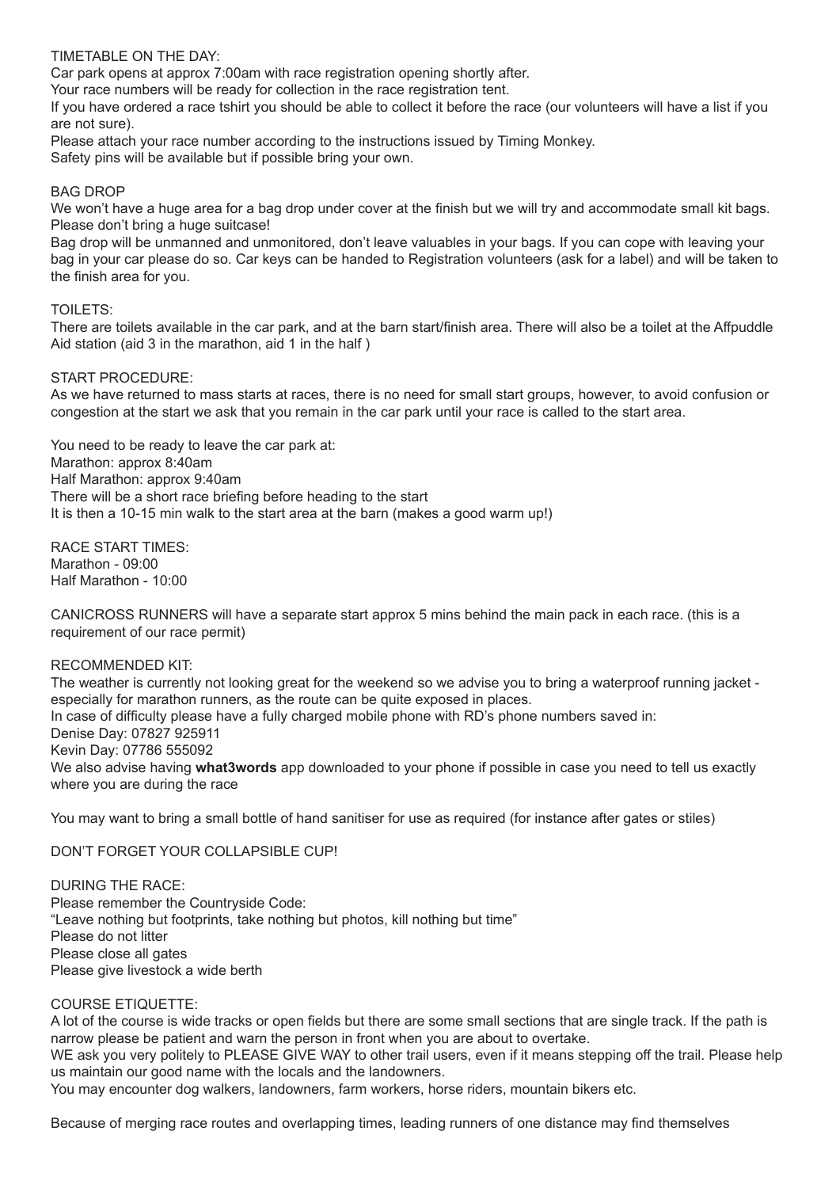## TIMETABLE ON THE DAY:

Car park opens at approx 7:00am with race registration opening shortly after.

Your race numbers will be ready for collection in the race registration tent.

If you have ordered a race tshirt you should be able to collect it before the race (our volunteers will have a list if you are not sure).

Please attach your race number according to the instructions issued by Timing Monkey.

Safety pins will be available but if possible bring your own.

## BAG DROP

We won't have a huge area for a bag drop under cover at the finish but we will try and accommodate small kit bags. Please don't bring a huge suitcase!

Bag drop will be unmanned and unmonitored, don't leave valuables in your bags. If you can cope with leaving your bag in your car please do so. Car keys can be handed to Registration volunteers (ask for a label) and will be taken to the finish area for you.

## TOILETS:

There are toilets available in the car park, and at the barn start/finish area. There will also be a toilet at the Affpuddle Aid station (aid 3 in the marathon, aid 1 in the half )

## START PROCEDURE:

As we have returned to mass starts at races, there is no need for small start groups, however, to avoid confusion or congestion at the start we ask that you remain in the car park until your race is called to the start area.

You need to be ready to leave the car park at:
Marathon: approx 8:40am
Half Marathon: approx 9:40am
There will be a short race briefing before heading to the start
It is then a 10-15 min walk to the start area at the barn (makes a good warm up!)

## RACE START TIMES:

Marathon - 09:00
Half Marathon - 10:00

CANICROSS RUNNERS will have a separate start approx 5 mins behind the main pack in each race. (this is a requirement of our race permit)

## RECOMMENDED KIT:

The weather is currently not looking great for the weekend so we advise you to bring a waterproof running jacket - especially for marathon runners, as the route can be quite exposed in places.

In case of difficulty please have a fully charged mobile phone with RD's phone numbers saved in:
Denise Day: 07827 925911
Kevin Day: 07786 555092

We also advise having **what3words** app downloaded to your phone if possible in case you need to tell us exactly where you are during the race

You may want to bring a small bottle of hand sanitiser for use as required (for instance after gates or stiles)

DON'T FORGET YOUR COLLAPSIBLE CUP!

## DURING THE RACE:

Please remember the Countryside Code:
"Leave nothing but footprints, take nothing but photos, kill nothing but time"
Please do not litter
Please close all gates
Please give livestock a wide berth

## COURSE ETIQUETTE:

A lot of the course is wide tracks or open fields but there are some small sections that are single track. If the path is narrow please be patient and warn the person in front when you are about to overtake.

WE ask you very politely to PLEASE GIVE WAY to other trail users, even if it means stepping off the trail. Please help us maintain our good name with the locals and the landowners.

You may encounter dog walkers, landowners, farm workers, horse riders, mountain bikers etc.

Because of merging race routes and overlapping times, leading runners of one distance may find themselves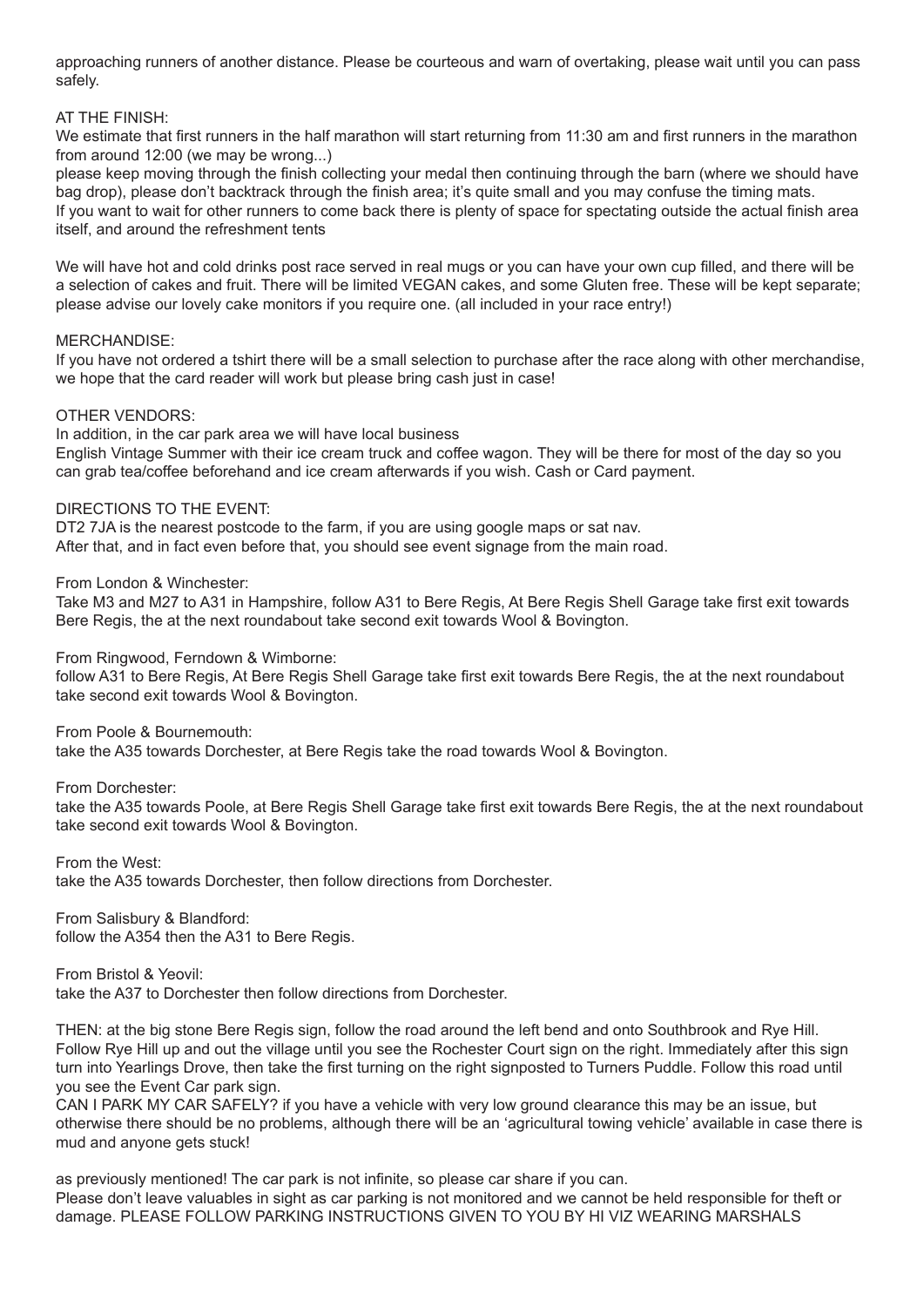approaching runners of another distance. Please be courteous and warn of overtaking, please wait until you can pass safely.

AT THE FINISH:

We estimate that first runners in the half marathon will start returning from 11:30 am and first runners in the marathon from around 12:00 (we may be wrong...)

please keep moving through the finish collecting your medal then continuing through the barn (where we should have bag drop), please don't backtrack through the finish area; it's quite small and you may confuse the timing mats.

If you want to wait for other runners to come back there is plenty of space for spectating outside the actual finish area itself, and around the refreshment tents

We will have hot and cold drinks post race served in real mugs or you can have your own cup filled, and there will be a selection of cakes and fruit. There will be limited VEGAN cakes, and some Gluten free. These will be kept separate; please advise our lovely cake monitors if you require one. (all included in your race entry!)

MERCHANDISE:

If you have not ordered a tshirt there will be a small selection to purchase after the race along with other merchandise, we hope that the card reader will work but please bring cash just in case!

OTHER VENDORS:

In addition, in the car park area we will have local business

English Vintage Summer with their ice cream truck and coffee wagon. They will be there for most of the day so you can grab tea/coffee beforehand and ice cream afterwards if you wish. Cash or Card payment.

DIRECTIONS TO THE EVENT:

DT2 7JA is the nearest postcode to the farm, if you are using google maps or sat nav.

After that, and in fact even before that, you should see event signage from the main road.

From London & Winchester:

Take M3 and M27 to A31 in Hampshire, follow A31 to Bere Regis, At Bere Regis Shell Garage take first exit towards Bere Regis, the at the next roundabout take second exit towards Wool & Bovington.

From Ringwood, Ferndown & Wimborne:

follow A31 to Bere Regis, At Bere Regis Shell Garage take first exit towards Bere Regis, the at the next roundabout take second exit towards Wool & Bovington.

From Poole & Bournemouth:

take the A35 towards Dorchester, at Bere Regis take the road towards Wool & Bovington.

From Dorchester:

take the A35 towards Poole, at Bere Regis Shell Garage take first exit towards Bere Regis, the at the next roundabout take second exit towards Wool & Bovington.

From the West:

take the A35 towards Dorchester, then follow directions from Dorchester.

From Salisbury & Blandford:

follow the A354 then the A31 to Bere Regis.

From Bristol & Yeovil:

take the A37 to Dorchester then follow directions from Dorchester.

THEN: at the big stone Bere Regis sign, follow the road around the left bend and onto Southbrook and Rye Hill. Follow Rye Hill up and out the village until you see the Rochester Court sign on the right. Immediately after this sign turn into Yearlings Drove, then take the first turning on the right signposted to Turners Puddle. Follow this road until you see the Event Car park sign.

CAN I PARK MY CAR SAFELY? if you have a vehicle with very low ground clearance this may be an issue, but otherwise there should be no problems, although there will be an 'agricultural towing vehicle' available in case there is mud and anyone gets stuck!

as previously mentioned! The car park is not infinite, so please car share if you can.

Please don't leave valuables in sight as car parking is not monitored and we cannot be held responsible for theft or damage. PLEASE FOLLOW PARKING INSTRUCTIONS GIVEN TO YOU BY HI VIZ WEARING MARSHALS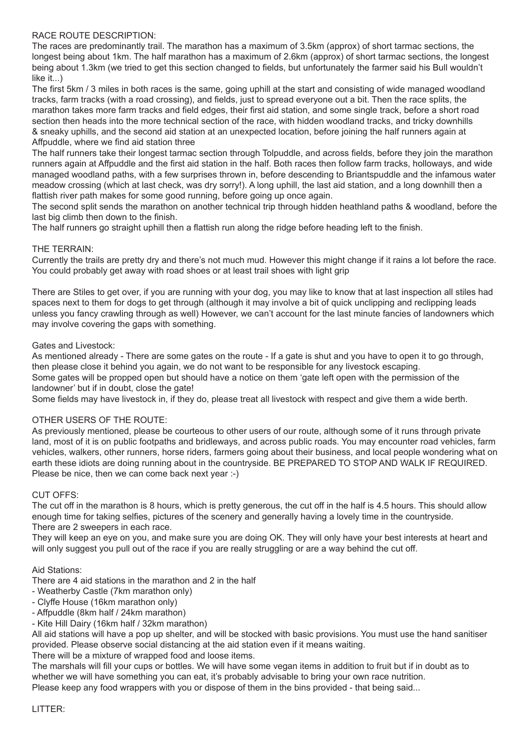## RACE ROUTE DESCRIPTION:

The races are predominantly trail. The marathon has a maximum of 3.5km (approx) of short tarmac sections, the longest being about 1km. The half marathon has a maximum of 2.6km (approx) of short tarmac sections, the longest being about 1.3km (we tried to get this section changed to fields, but unfortunately the farmer said his Bull wouldn't like it...)

The first 5km / 3 miles in both races is the same, going uphill at the start and consisting of wide managed woodland tracks, farm tracks (with a road crossing), and fields, just to spread everyone out a bit. Then the race splits, the marathon takes more farm tracks and field edges, their first aid station, and some single track, before a short road section then heads into the more technical section of the race, with hidden woodland tracks, and tricky downhills & sneaky uphills, and the second aid station at an unexpected location, before joining the half runners again at Affpuddle, where we find aid station three

The half runners take their longest tarmac section through Tolpuddle, and across fields, before they join the marathon runners again at Affpuddle and the first aid station in the half. Both races then follow farm tracks, holloways, and wide managed woodland paths, with a few surprises thrown in, before descending to Briantspuddle and the infamous water meadow crossing (which at last check, was dry sorry!). A long uphill, the last aid station, and a long downhill then a flattish river path makes for some good running, before going up once again.

The second split sends the marathon on another technical trip through hidden heathland paths & woodland, before the last big climb then down to the finish.

The half runners go straight uphill then a flattish run along the ridge before heading left to the finish.

## THE TERRAIN:

Currently the trails are pretty dry and there's not much mud. However this might change if it rains a lot before the race. You could probably get away with road shoes or at least trail shoes with light grip

There are Stiles to get over, if you are running with your dog, you may like to know that at last inspection all stiles had spaces next to them for dogs to get through (although it may involve a bit of quick unclipping and reclipping leads unless you fancy crawling through as well) However, we can't account for the last minute fancies of landowners which may involve covering the gaps with something.

### Gates and Livestock:

As mentioned already - There are some gates on the route - If a gate is shut and you have to open it to go through, then please close it behind you again, we do not want to be responsible for any livestock escaping.

Some gates will be propped open but should have a notice on them 'gate left open with the permission of the landowner' but if in doubt, close the gate!

Some fields may have livestock in, if they do, please treat all livestock with respect and give them a wide berth.

## OTHER USERS OF THE ROUTE:

As previously mentioned, please be courteous to other users of our route, although some of it runs through private land, most of it is on public footpaths and bridleways, and across public roads. You may encounter road vehicles, farm vehicles, walkers, other runners, horse riders, farmers going about their business, and local people wondering what on earth these idiots are doing running about in the countryside. BE PREPARED TO STOP AND WALK IF REQUIRED. Please be nice, then we can come back next year :-)

## CUT OFFS:

The cut off in the marathon is 8 hours, which is pretty generous, the cut off in the half is 4.5 hours. This should allow enough time for taking selfies, pictures of the scenery and generally having a lovely time in the countryside.

There are 2 sweepers in each race.

They will keep an eye on you, and make sure you are doing OK. They will only have your best interests at heart and will only suggest you pull out of the race if you are really struggling or are a way behind the cut off.

### Aid Stations:

There are 4 aid stations in the marathon and 2 in the half

- Weatherby Castle (7km marathon only)
- Clyffe House (16km marathon only)
- Affpuddle (8km half / 24km marathon)
- Kite Hill Dairy (16km half / 32km marathon)

All aid stations will have a pop up shelter, and will be stocked with basic provisions. You must use the hand sanitiser provided. Please observe social distancing at the aid station even if it means waiting.

There will be a mixture of wrapped food and loose items.

The marshals will fill your cups or bottles. We will have some vegan items in addition to fruit but if in doubt as to whether we will have something you can eat, it's probably advisable to bring your own race nutrition.

Please keep any food wrappers with you or dispose of them in the bins provided - that being said...

## LITTER: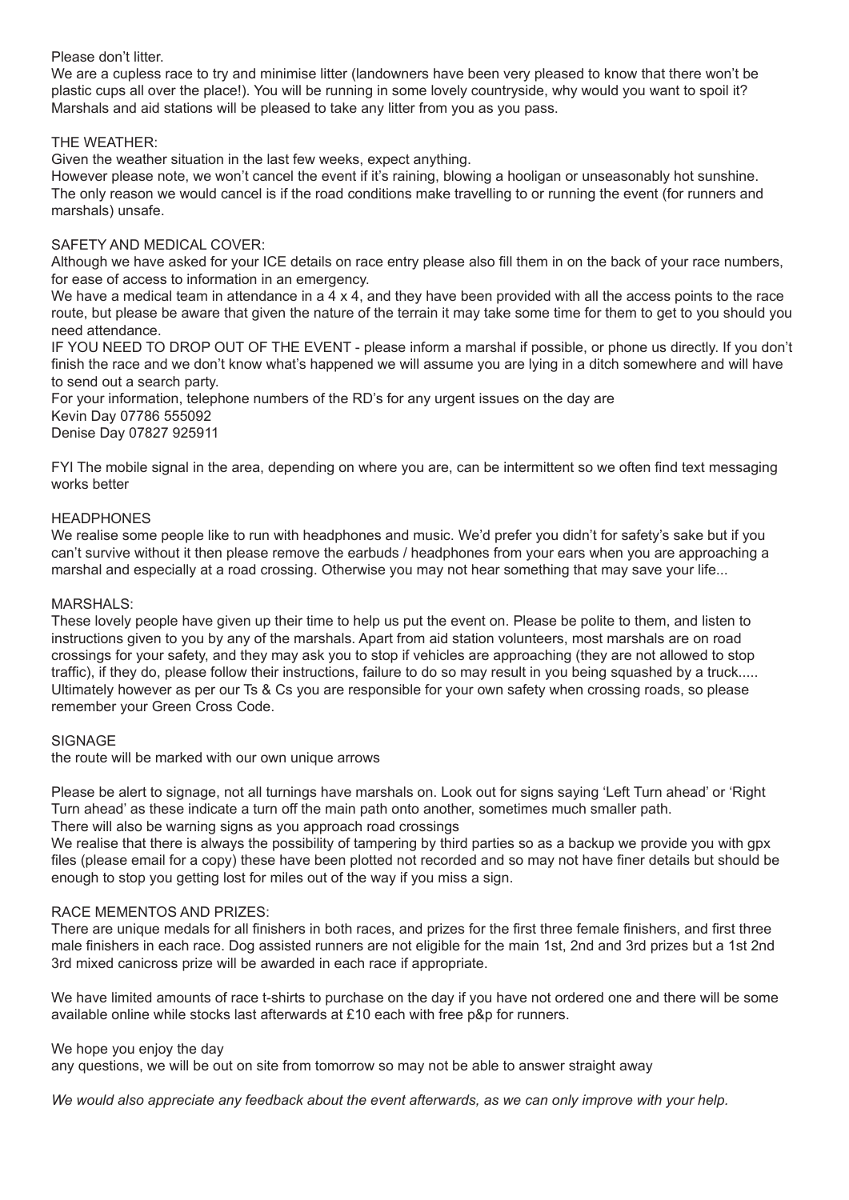Please don't litter.

We are a cupless race to try and minimise litter (landowners have been very pleased to know that there won't be plastic cups all over the place!). You will be running in some lovely countryside, why would you want to spoil it? Marshals and aid stations will be pleased to take any litter from you as you pass.

THE WEATHER:

Given the weather situation in the last few weeks, expect anything.

However please note, we won't cancel the event if it's raining, blowing a hooligan or unseasonably hot sunshine. The only reason we would cancel is if the road conditions make travelling to or running the event (for runners and marshals) unsafe.

SAFETY AND MEDICAL COVER:

Although we have asked for your ICE details on race entry please also fill them in on the back of your race numbers, for ease of access to information in an emergency.

We have a medical team in attendance in a 4 x 4, and they have been provided with all the access points to the race route, but please be aware that given the nature of the terrain it may take some time for them to get to you should you need attendance.

IF YOU NEED TO DROP OUT OF THE EVENT - please inform a marshal if possible, or phone us directly. If you don't finish the race and we don't know what's happened we will assume you are lying in a ditch somewhere and will have to send out a search party.

For your information, telephone numbers of the RD's for any urgent issues on the day are
Kevin Day 07786 555092
Denise Day 07827 925911

FYI The mobile signal in the area, depending on where you are, can be intermittent so we often find text messaging works better

HEADPHONES

We realise some people like to run with headphones and music. We'd prefer you didn't for safety's sake but if you can't survive without it then please remove the earbuds / headphones from your ears when you are approaching a marshal and especially at a road crossing. Otherwise you may not hear something that may save your life...

MARSHALS:

These lovely people have given up their time to help us put the event on. Please be polite to them, and listen to instructions given to you by any of the marshals. Apart from aid station volunteers, most marshals are on road crossings for your safety, and they may ask you to stop if vehicles are approaching (they are not allowed to stop traffic), if they do, please follow their instructions, failure to do so may result in you being squashed by a truck..... Ultimately however as per our Ts & Cs you are responsible for your own safety when crossing roads, so please remember your Green Cross Code.

SIGNAGE

the route will be marked with our own unique arrows

Please be alert to signage, not all turnings have marshals on. Look out for signs saying 'Left Turn ahead' or 'Right Turn ahead' as these indicate a turn off the main path onto another, sometimes much smaller path.

There will also be warning signs as you approach road crossings

We realise that there is always the possibility of tampering by third parties so as a backup we provide you with gpx files (please email for a copy) these have been plotted not recorded and so may not have finer details but should be enough to stop you getting lost for miles out of the way if you miss a sign.

RACE MEMENTOS AND PRIZES:

There are unique medals for all finishers in both races, and prizes for the first three female finishers, and first three male finishers in each race. Dog assisted runners are not eligible for the main 1st, 2nd and 3rd prizes but a 1st 2nd 3rd mixed canicross prize will be awarded in each race if appropriate.

We have limited amounts of race t-shirts to purchase on the day if you have not ordered one and there will be some available online while stocks last afterwards at £10 each with free p&p for runners.

We hope you enjoy the day

any questions, we will be out on site from tomorrow so may not be able to answer straight away

*We would also appreciate any feedback about the event afterwards, as we can only improve with your help.*